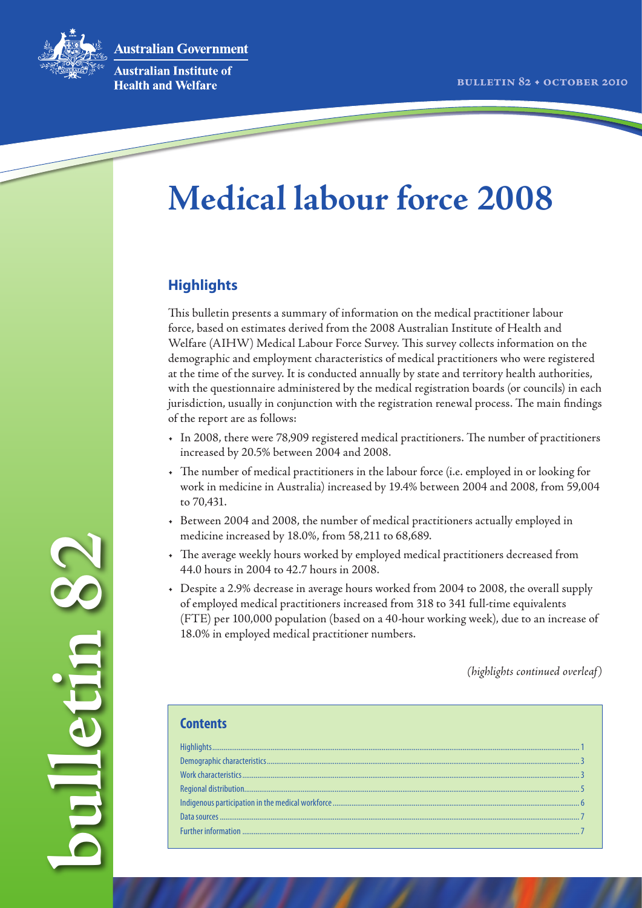Australian Government

Australian Institute of Health and Welfare

BULLETIN 82 • OCTOBER 2010

# Medical labour force 2008

## Highlights

This bulletin presents a summary of information on the medical practitioner labour force, based on estimates derived from the 2008 Australian Institute of Health and Welfare (AIHW) Medical Labour Force Survey. This survey collects information on the demographic and employment characteristics of medical practitioners who were registered at the time of the survey. It is conducted annually by state and territory health authorities, with the questionnaire administered by the medical registration boards (or councils) in each jurisdiction, usually in conjunction with the registration renewal process. The main findings of the report are as follows:

- In 2008, there were 78,909 registered medical practitioners. The number of practitioners increased by 20.5% between 2004 and 2008.
- The number of medical practitioners in the labour force (i.e. employed in or looking for work in medicine in Australia) increased by 19.4% between 2004 and 2008, from 59,004 to 70,431.
- Between 2004 and 2008, the number of medical practitioners actually employed in medicine increased by 18.0%, from 58,211 to 68,689.
- The average weekly hours worked by employed medical practitioners decreased from 44.0 hours in 2004 to 42.7 hours in 2008.
- Despite a 2.9% decrease in average hours worked from 2004 to 2008, the overall supply of employed medical practitioners increased from 318 to 341 full-time equivalents (FTE) per 100,000 population (based on a 40-hour working week), due to an increase of 18.0% in employed medical practitioner numbers.

*(highlights continued overleaf)*

### Contents

- Highlights ..... 1
- Demographic characteristics ..... 3
- Work characteristics ..... 3
- Regional distribution ..... 5
- Indigenous participation in the medical workforce ..... 6
- Data sources ..... 7
- Further information ..... 7

bulletin 82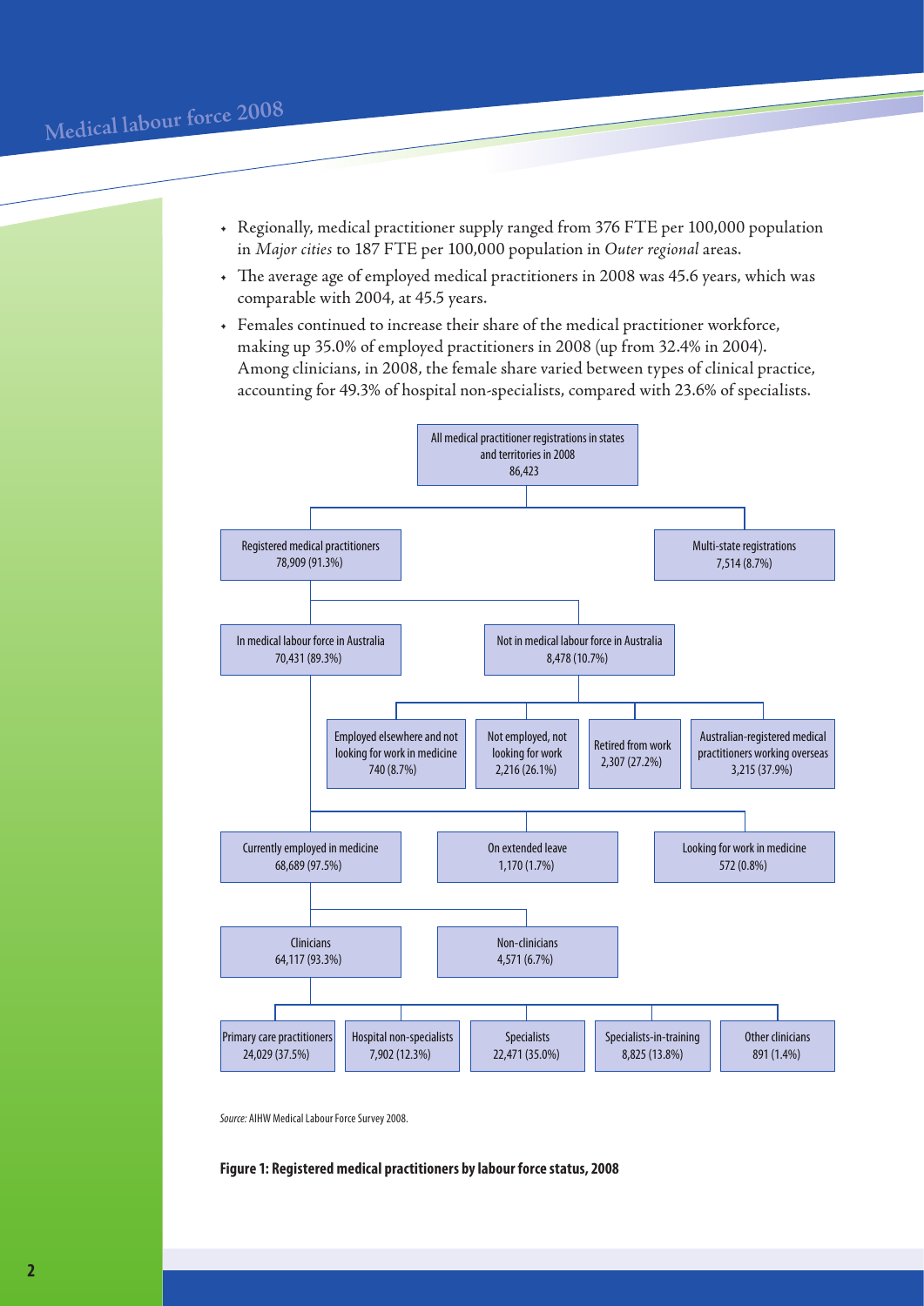- Regionally, medical practitioner supply ranged from 376 FTE per 100,000 population in *Major cities* to 187 FTE per 100,000 population in *Outer regional* areas.
- The average age of employed medical practitioners in 2008 was 45.6 years, which was comparable with 2004, at 45.5 years.
- Females continued to increase their share of the medical practitioner workforce, making up 35.0% of employed practitioners in 2008 (up from 32.4% in 2004). Among clinicians, in 2008, the female share varied between types of clinical practice, accounting for 49.3% of hospital non-specialists, compared with 23.6% of specialists.

- All medical practitioner registrations in states and territories in 2008: 86,423
  - Registered medical practitioners: 78,909 (91.3%)
    - In medical labour force in Australia: 70,431 (89.3%)
      - Currently employed in medicine: 68,689 (97.5%)
        - Clinicians: 64,117 (93.3%)
          - Primary care practitioners: 24,029 (37.5%)
          - Hospital non-specialists: 7,902 (12.3%)
          - Specialists: 22,471 (35.0%)
          - Specialists-in-training: 8,825 (13.8%)
          - Other clinicians: 891 (1.4%)
        - Non-clinicians: 4,571 (6.7%)
      - On extended leave: 1,170 (1.7%)
      - Looking for work in medicine: 572 (0.8%)
    - Not in medical labour force in Australia: 8,478 (10.7%)
      - Employed elsewhere and not looking for work in medicine: 740 (8.7%)
      - Not employed, not looking for work: 2,216 (26.1%)
      - Retired from work: 2,307 (27.2%)
      - Australian-registered medical practitioners working overseas: 3,215 (37.9%)
  - Multi-state registrations: 7,514 (8.7%)

*Source:* AIHW Medical Labour Force Survey 2008.

**Figure 1: Registered medical practitioners by labour force status, 2008**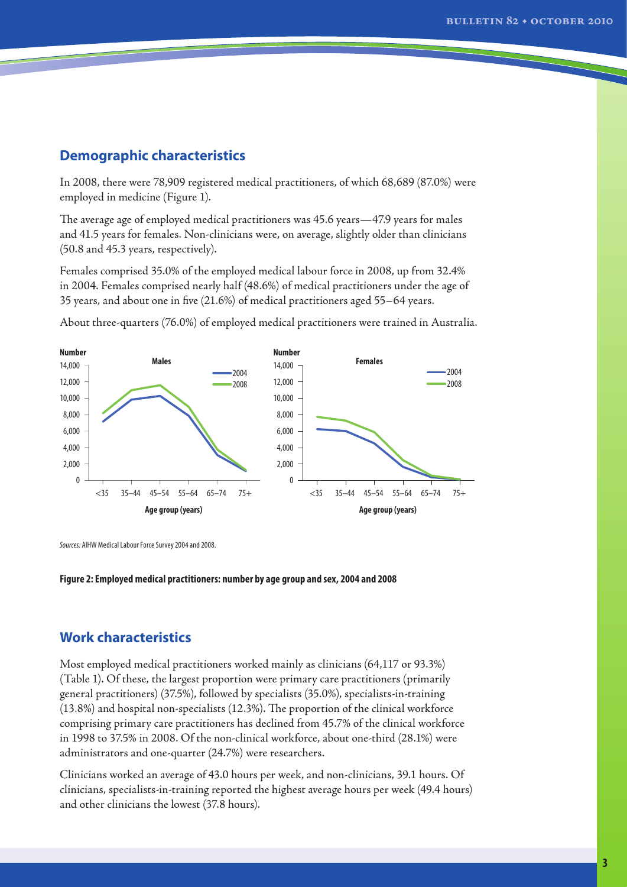## Demographic characteristics

In 2008, there were 78,909 registered medical practitioners, of which 68,689 (87.0%) were employed in medicine (Figure 1).

The average age of employed medical practitioners was 45.6 years—47.9 years for males and 41.5 years for females. Non-clinicians were, on average, slightly older than clinicians (50.8 and 45.3 years, respectively).

Females comprised 35.0% of the employed medical labour force in 2008, up from 32.4% in 2004. Females comprised nearly half (48.6%) of medical practitioners under the age of 35 years, and about one in five (21.6%) of medical practitioners aged 55–64 years.

About three-quarters (76.0%) of employed medical practitioners were trained in Australia.

*Sources:* AIHW Medical Labour Force Survey 2004 and 2008.

**Figure 2: Employed medical practitioners: number by age group and sex, 2004 and 2008**

## Work characteristics

Most employed medical practitioners worked mainly as clinicians (64,117 or 93.3%) (Table 1). Of these, the largest proportion were primary care practitioners (primarily general practitioners) (37.5%), followed by specialists (35.0%), specialists-in-training (13.8%) and hospital non-specialists (12.3%). The proportion of the clinical workforce comprising primary care practitioners has declined from 45.7% of the clinical workforce in 1998 to 37.5% in 2008. Of the non-clinical workforce, about one-third (28.1%) were administrators and one-quarter (24.7%) were researchers.

Clinicians worked an average of 43.0 hours per week, and non-clinicians, 39.1 hours. Of clinicians, specialists-in-training reported the highest average hours per week (49.4 hours) and other clinicians the lowest (37.8 hours).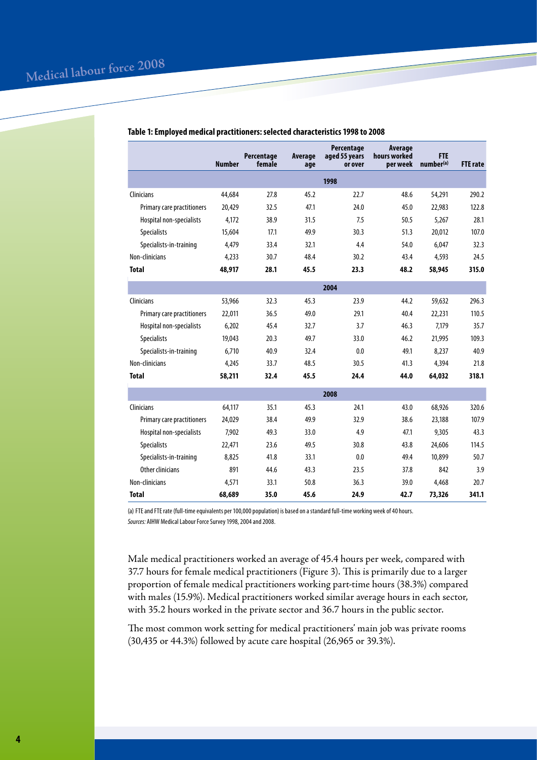**Table 1: Employed medical practitioners: selected characteristics 1998 to 2008**

| | Number | Percentage female | Average age | Percentage aged 55 years or over | Average hours worked per week | FTE number[(a)] | FTE rate |
|---|---|---|---|---|---|---|---|
| **1998** | | | | | | | |
| Clinicians | 44,684 | 27.8 | 45.2 | 22.7 | 48.6 | 54,291 | 290.2 |
| Primary care practitioners | 20,429 | 32.5 | 47.1 | 24.0 | 45.0 | 22,983 | 122.8 |
| Hospital non-specialists | 4,172 | 38.9 | 31.5 | 7.5 | 50.5 | 5,267 | 28.1 |
| Specialists | 15,604 | 17.1 | 49.9 | 30.3 | 51.3 | 20,012 | 107.0 |
| Specialists-in-training | 4,479 | 33.4 | 32.1 | 4.4 | 54.0 | 6,047 | 32.3 |
| Non-clinicians | 4,233 | 30.7 | 48.4 | 30.2 | 43.4 | 4,593 | 24.5 |
| **Total** | **48,917** | **28.1** | **45.5** | **23.3** | **48.2** | **58,945** | **315.0** |
| **2004** | | | | | | | |
| Clinicians | 53,966 | 32.3 | 45.3 | 23.9 | 44.2 | 59,632 | 296.3 |
| Primary care practitioners | 22,011 | 36.5 | 49.0 | 29.1 | 40.4 | 22,231 | 110.5 |
| Hospital non-specialists | 6,202 | 45.4 | 32.7 | 3.7 | 46.3 | 7,179 | 35.7 |
| Specialists | 19,043 | 20.3 | 49.7 | 33.0 | 46.2 | 21,995 | 109.3 |
| Specialists-in-training | 6,710 | 40.9 | 32.4 | 0.0 | 49.1 | 8,237 | 40.9 |
| Non-clinicians | 4,245 | 33.7 | 48.5 | 30.5 | 41.3 | 4,394 | 21.8 |
| **Total** | **58,211** | **32.4** | **45.5** | **24.4** | **44.0** | **64,032** | **318.1** |
| **2008** | | | | | | | |
| Clinicians | 64,117 | 35.1 | 45.3 | 24.1 | 43.0 | 68,926 | 320.6 |
| Primary care practitioners | 24,029 | 38.4 | 49.9 | 32.9 | 38.6 | 23,188 | 107.9 |
| Hospital non-specialists | 7,902 | 49.3 | 33.0 | 4.9 | 47.1 | 9,305 | 43.3 |
| Specialists | 22,471 | 23.6 | 49.5 | 30.8 | 43.8 | 24,606 | 114.5 |
| Specialists-in-training | 8,825 | 41.8 | 33.1 | 0.0 | 49.4 | 10,899 | 50.7 |
| Other clinicians | 891 | 44.6 | 43.3 | 23.5 | 37.8 | 842 | 3.9 |
| Non-clinicians | 4,571 | 33.1 | 50.8 | 36.3 | 39.0 | 4,468 | 20.7 |
| **Total** | **68,689** | **35.0** | **45.6** | **24.9** | **42.7** | **73,326** | **341.1** |

(a) FTE and FTE rate (full-time equivalents per 100,000 population) is based on a standard full-time working week of 40 hours.

*Sources:* AIHW Medical Labour Force Survey 1998, 2004 and 2008.

Male medical practitioners worked an average of 45.4 hours per week, compared with 37.7 hours for female medical practitioners (Figure 3). This is primarily due to a larger proportion of female medical practitioners working part-time hours (38.3%) compared with males (15.9%). Medical practitioners worked similar average hours in each sector, with 35.2 hours worked in the private sector and 36.7 hours in the public sector.

The most common work setting for medical practitioners' main job was private rooms (30,435 or 44.3%) followed by acute care hospital (26,965 or 39.3%).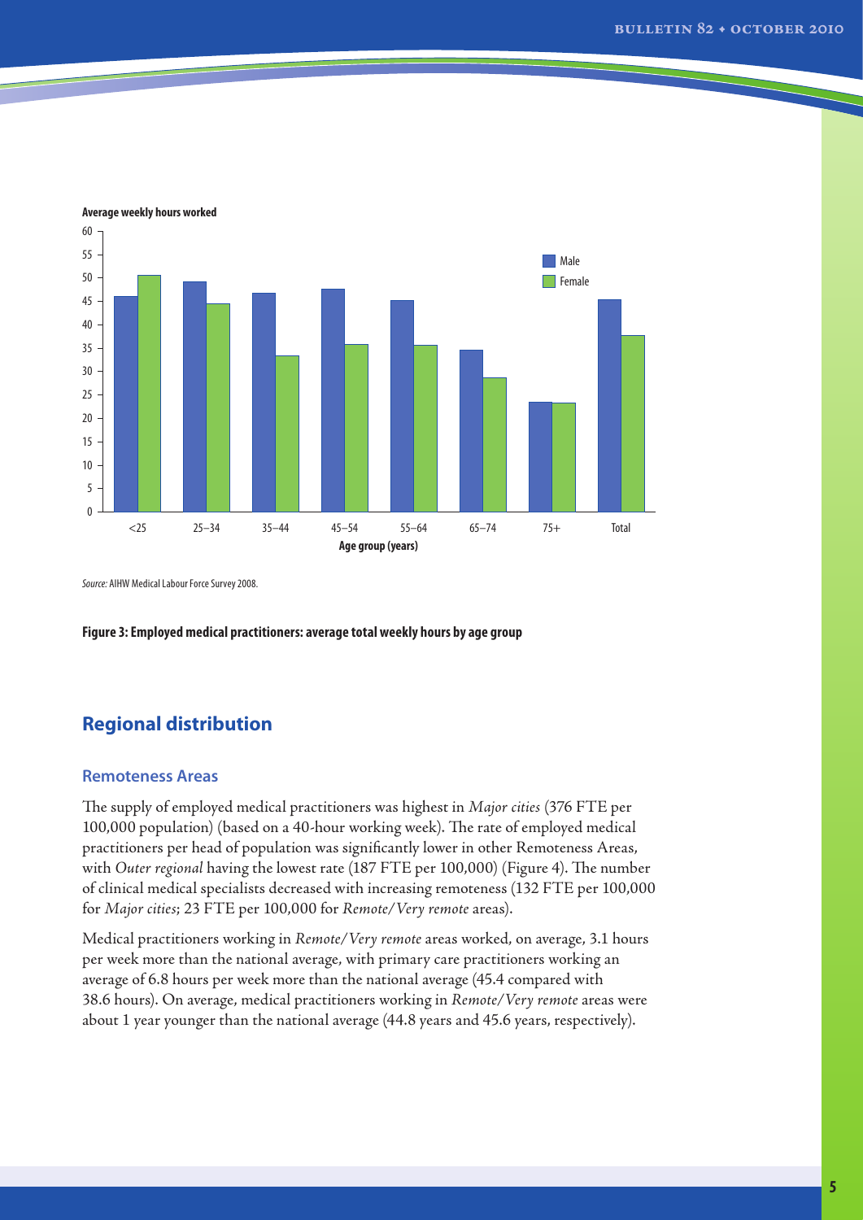Average weekly hours worked

| Age group (years) | Male | Female |
|---|---|---|
| <25 | 46 | 50.5 |
| 25–34 | 49 | 44.5 |
| 35–44 | 46.5 | 33.5 |
| 45–54 | 47.5 | 36 |
| 55–64 | 45 | 35.5 |
| 65–74 | 34.5 | 28.5 |
| 75+ | 23.5 | 23.5 |
| Total | 45.5 | 37.5 |

*Source:* AIHW Medical Labour Force Survey 2008.

**Figure 3: Employed medical practitioners: average total weekly hours by age group**

## Regional distribution

### Remoteness Areas

The supply of employed medical practitioners was highest in *Major cities* (376 FTE per 100,000 population) (based on a 40-hour working week). The rate of employed medical practitioners per head of population was significantly lower in other Remoteness Areas, with *Outer regional* having the lowest rate (187 FTE per 100,000) (Figure 4). The number of clinical medical specialists decreased with increasing remoteness (132 FTE per 100,000 for *Major cities*; 23 FTE per 100,000 for *Remote/Very remote* areas).

Medical practitioners working in *Remote/Very remote* areas worked, on average, 3.1 hours per week more than the national average, with primary care practitioners working an average of 6.8 hours per week more than the national average (45.4 compared with 38.6 hours). On average, medical practitioners working in *Remote/Very remote* areas were about 1 year younger than the national average (44.8 years and 45.6 years, respectively).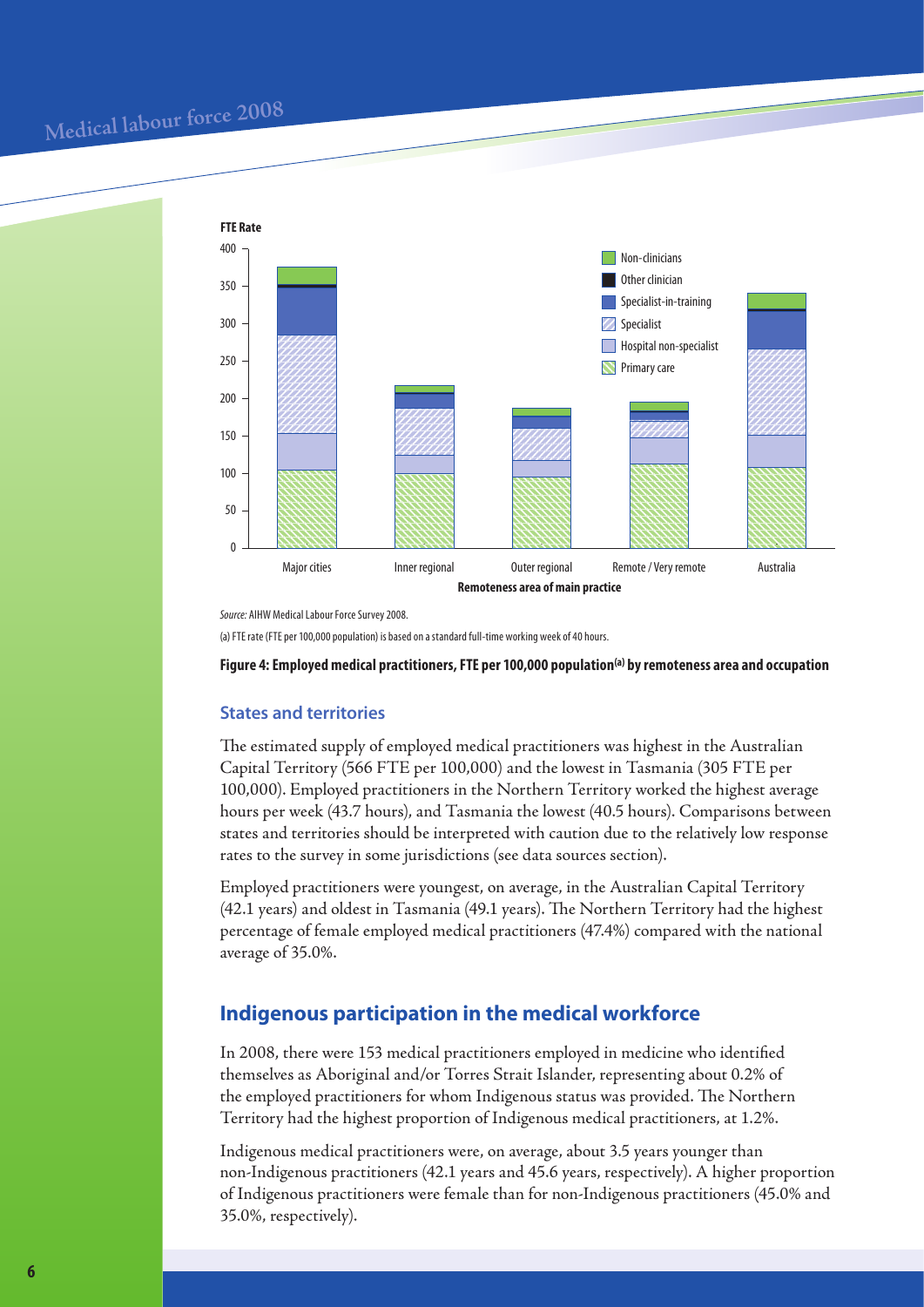*Source:* AIHW Medical Labour Force Survey 2008.

(a) FTE rate (FTE per 100,000 population) is based on a standard full-time working week of 40 hours.

**Figure 4: Employed medical practitioners, FTE per 100,000 population[(a)] by remoteness area and occupation**

### States and territories

The estimated supply of employed medical practitioners was highest in the Australian Capital Territory (566 FTE per 100,000) and the lowest in Tasmania (305 FTE per 100,000). Employed practitioners in the Northern Territory worked the highest average hours per week (43.7 hours), and Tasmania the lowest (40.5 hours). Comparisons between states and territories should be interpreted with caution due to the relatively low response rates to the survey in some jurisdictions (see data sources section).

Employed practitioners were youngest, on average, in the Australian Capital Territory (42.1 years) and oldest in Tasmania (49.1 years). The Northern Territory had the highest percentage of female employed medical practitioners (47.4%) compared with the national average of 35.0%.

## Indigenous participation in the medical workforce

In 2008, there were 153 medical practitioners employed in medicine who identified themselves as Aboriginal and/or Torres Strait Islander, representing about 0.2% of the employed practitioners for whom Indigenous status was provided. The Northern Territory had the highest proportion of Indigenous medical practitioners, at 1.2%.

Indigenous medical practitioners were, on average, about 3.5 years younger than non-Indigenous practitioners (42.1 years and 45.6 years, respectively). A higher proportion of Indigenous practitioners were female than for non-Indigenous practitioners (45.0% and 35.0%, respectively).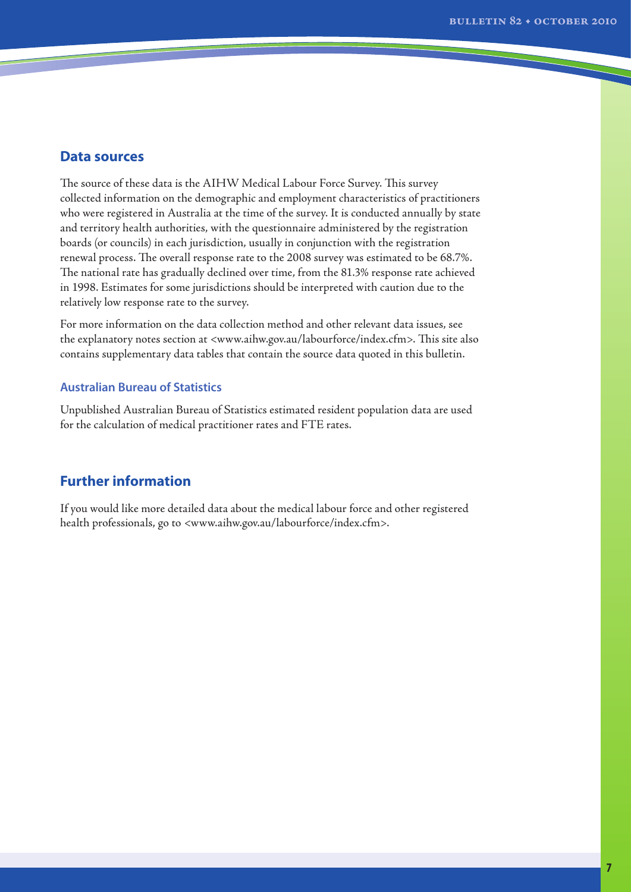## Data sources

The source of these data is the AIHW Medical Labour Force Survey. This survey collected information on the demographic and employment characteristics of practitioners who were registered in Australia at the time of the survey. It is conducted annually by state and territory health authorities, with the questionnaire administered by the registration boards (or councils) in each jurisdiction, usually in conjunction with the registration renewal process. The overall response rate to the 2008 survey was estimated to be 68.7%. The national rate has gradually declined over time, from the 81.3% response rate achieved in 1998. Estimates for some jurisdictions should be interpreted with caution due to the relatively low response rate to the survey.

For more information on the data collection method and other relevant data issues, see the explanatory notes section at <www.aihw.gov.au/labourforce/index.cfm>. This site also contains supplementary data tables that contain the source data quoted in this bulletin.

### Australian Bureau of Statistics

Unpublished Australian Bureau of Statistics estimated resident population data are used for the calculation of medical practitioner rates and FTE rates.

## Further information

If you would like more detailed data about the medical labour force and other registered health professionals, go to <www.aihw.gov.au/labourforce/index.cfm>.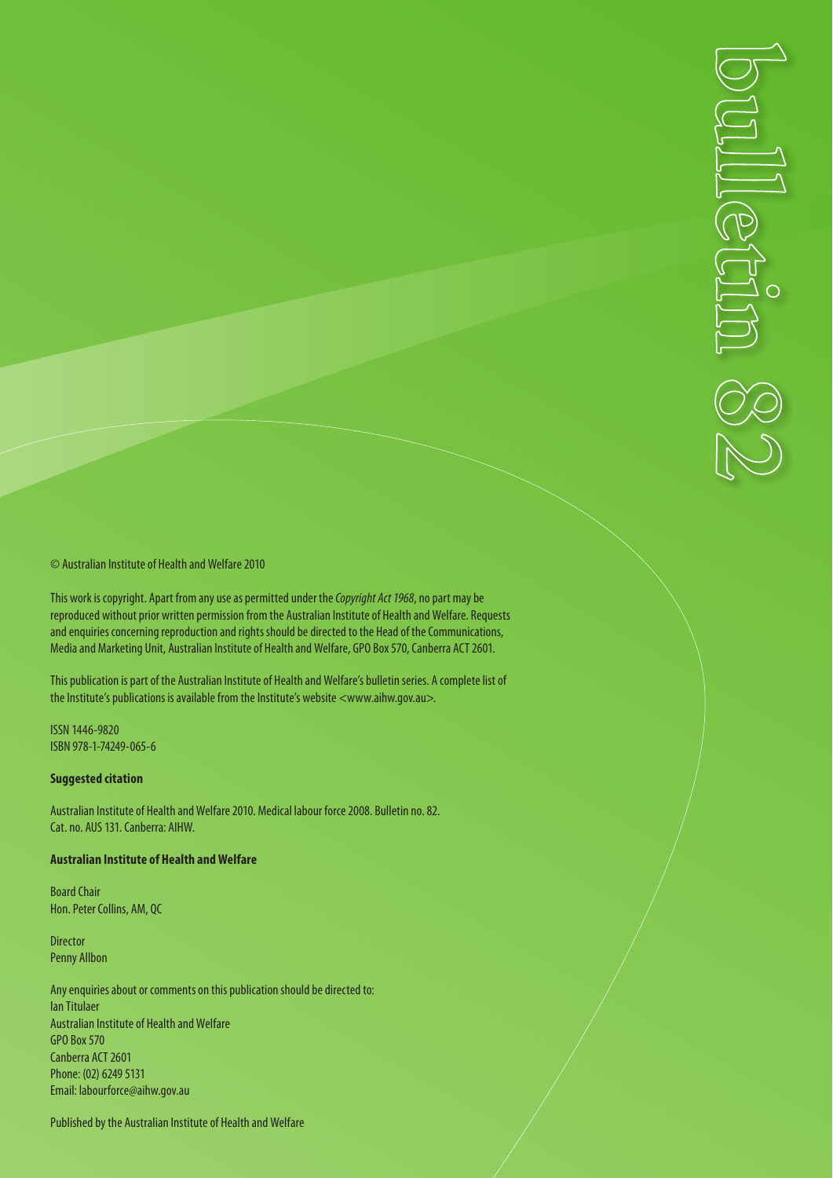bulletin 82

© Australian Institute of Health and Welfare 2010

This work is copyright. Apart from any use as permitted under the *Copyright Act 1968*, no part may be reproduced without prior written permission from the Australian Institute of Health and Welfare. Requests and enquiries concerning reproduction and rights should be directed to the Head of the Communications, Media and Marketing Unit, Australian Institute of Health and Welfare, GPO Box 570, Canberra ACT 2601.

This publication is part of the Australian Institute of Health and Welfare's bulletin series. A complete list of the Institute's publications is available from the Institute's website <www.aihw.gov.au>.

ISSN 1446-9820
ISBN 978-1-74249-065-6

**Suggested citation**

Australian Institute of Health and Welfare 2010. Medical labour force 2008. Bulletin no. 82. Cat. no. AUS 131. Canberra: AIHW.

**Australian Institute of Health and Welfare**

Board Chair
Hon. Peter Collins, AM, QC

Director
Penny Allbon

Any enquiries about or comments on this publication should be directed to:
Ian Titulaer
Australian Institute of Health and Welfare
GPO Box 570
Canberra ACT 2601
Phone: (02) 6249 5131
Email: labourforce@aihw.gov.au

Published by the Australian Institute of Health and Welfare